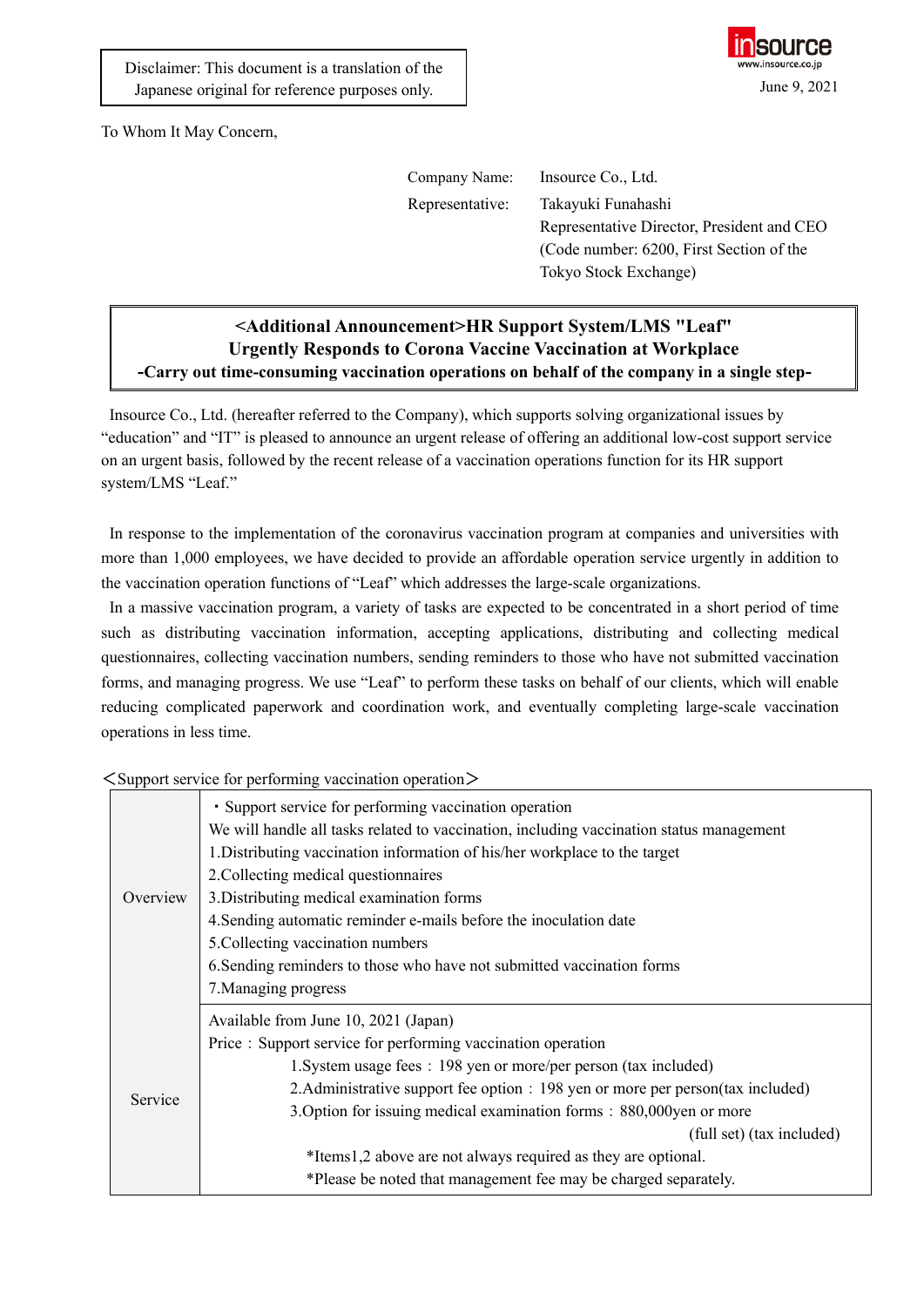Disclaimer: This document is a translation of the Japanese original for reference purposes only.

June 9, 2021

To Whom It May Concern,

Company Name: Insource Co., Ltd.
Representative: Takayuki Funahashi
Representative Director, President and CEO
(Code number: 6200, First Section of the Tokyo Stock Exchange)

## <Additional Announcement>HR Support System/LMS "Leaf" Urgently Responds to Corona Vaccine Vaccination at Workplace
### -Carry out time-consuming vaccination operations on behalf of the company in a single step-

Insource Co., Ltd. (hereafter referred to the Company), which supports solving organizational issues by "education" and "IT" is pleased to announce an urgent release of offering an additional low-cost support service on an urgent basis, followed by the recent release of a vaccination operations function for its HR support system/LMS "Leaf."

In response to the implementation of the coronavirus vaccination program at companies and universities with more than 1,000 employees, we have decided to provide an affordable operation service urgently in addition to the vaccination operation functions of "Leaf" which addresses the large-scale organizations.

In a massive vaccination program, a variety of tasks are expected to be concentrated in a short period of time such as distributing vaccination information, accepting applications, distributing and collecting medical questionnaires, collecting vaccination numbers, sending reminders to those who have not submitted vaccination forms, and managing progress. We use "Leaf" to perform these tasks on behalf of our clients, which will enable reducing complicated paperwork and coordination work, and eventually completing large-scale vaccination operations in less time.

＜Support service for performing vaccination operation＞

| | |
|---|---|
| Overview | ・Support service for performing vaccination operation<br>We will handle all tasks related to vaccination, including vaccination status management<br>1.Distributing vaccination information of his/her workplace to the target<br>2.Collecting medical questionnaires<br>3.Distributing medical examination forms<br>4.Sending automatic reminder e-mails before the inoculation date<br>5.Collecting vaccination numbers<br>6.Sending reminders to those who have not submitted vaccination forms<br>7.Managing progress |
| Service | Available from June 10, 2021 (Japan)<br>Price：Support service for performing vaccination operation<br>1.System usage fees：198 yen or more/per person (tax included)<br>2.Administrative support fee option：198 yen or more per person(tax included)<br>3.Option for issuing medical examination forms：880,000yen or more (full set) (tax included)<br>*Items1,2 above are not always required as they are optional.<br>*Please be noted that management fee may be charged separately. |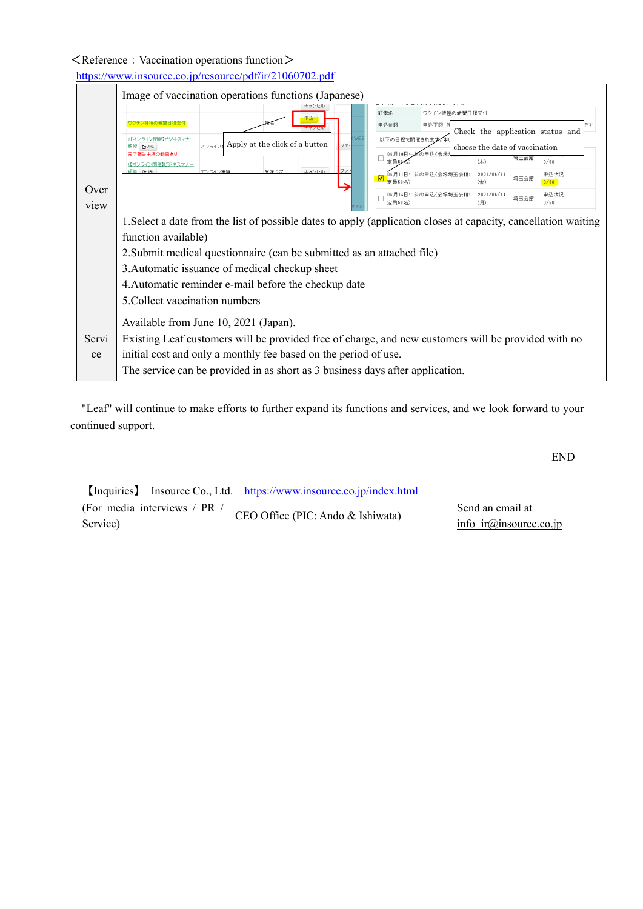＜Reference：Vaccination operations function＞
https://www.insource.co.jp/resource/pdf/ir/21060702.pdf

| | |
|---|---|
| Overview | Image of vaccination operations functions (Japanese)<br><br>Apply at the click of a button<br>Check the application status and choose the date of vaccination<br><br>1.Select a date from the list of possible dates to apply (application closes at capacity, cancellation waiting function available)<br>2.Submit medical questionnaire (can be submitted as an attached file)<br>3.Automatic issuance of medical checkup sheet<br>4.Automatic reminder e-mail before the checkup date<br>5.Collect vaccination numbers |
| Service | Available from June 10, 2021 (Japan).<br>Existing Leaf customers will be provided free of charge, and new customers will be provided with no initial cost and only a monthly fee based on the period of use.<br>The service can be provided in as short as 3 business days after application. |

"Leaf" will continue to make efforts to further expand its functions and services, and we look forward to your continued support.

END

【Inquiries】 Insource Co., Ltd. https://www.insource.co.jp/index.html

(For media interviews / PR / Service) CEO Office (PIC: Ando & Ishiwata) Send an email at info_ir@insource.co.jp